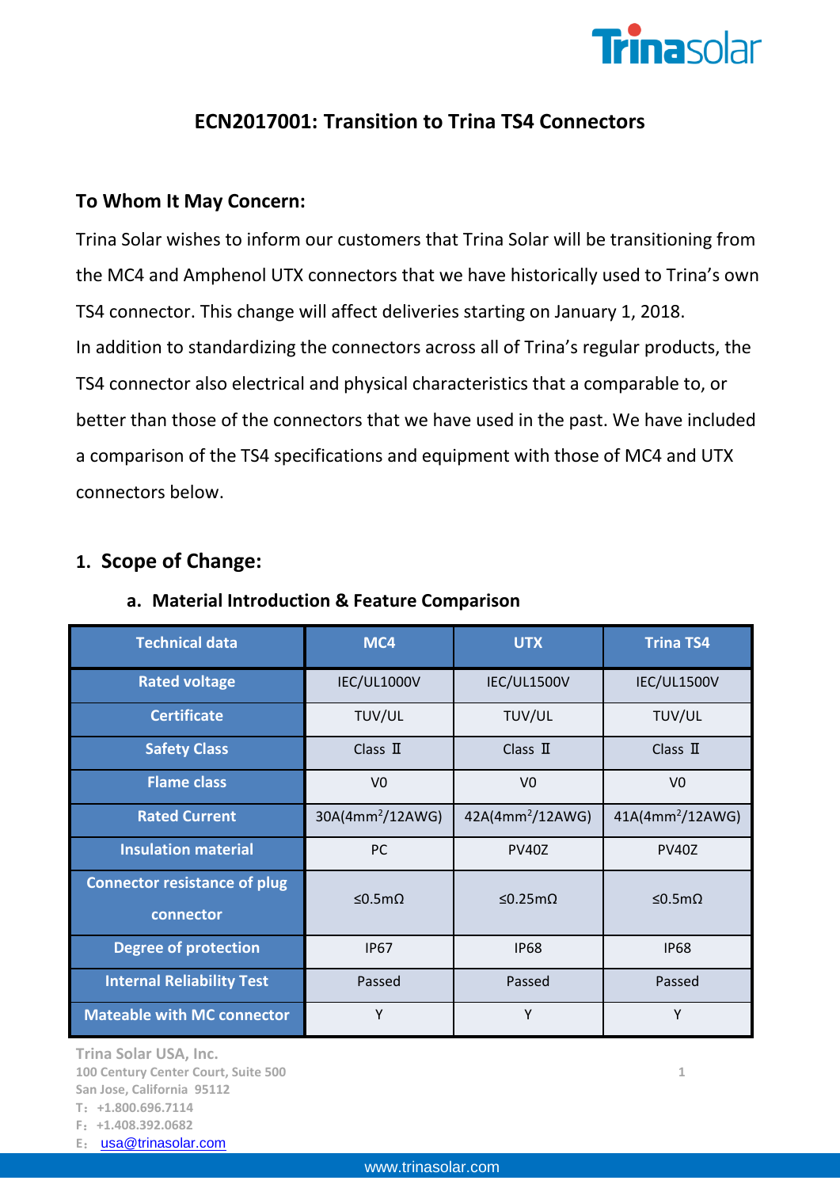# ECN2017001: Transition to Trina TS4 Connectors

**To Whom It May Concern:**

Trina Solar wishes to inform our customers that Trina Solar will be transitioning from the MC4 and Amphenol UTX connectors that we have historically used to Trina's own TS4 connector. This change will affect deliveries starting on January 1, 2018.

In addition to standardizing the connectors across all of Trina's regular products, the TS4 connector also electrical and physical characteristics that a comparable to, or better than those of the connectors that we have used in the past. We have included a comparison of the TS4 specifications and equipment with those of MC4 and UTX connectors below.

## 1. Scope of Change:

### a. Material Introduction & Feature Comparison

| Technical data | MC4 | UTX | Trina TS4 |
|---|---|---|---|
| Rated voltage | IEC/UL1000V | IEC/UL1500V | IEC/UL1500V |
| Certificate | TUV/UL | TUV/UL | TUV/UL |
| Safety Class | Class Ⅱ | Class Ⅱ | Class Ⅱ |
| Flame class | V0 | V0 | V0 |
| Rated Current | 30A(4mm$^2$/12AWG) | 42A(4mm$^2$/12AWG) | 41A(4mm$^2$/12AWG) |
| Insulation material | PC | PV40Z | PV40Z |
| Connector resistance of plug connector | ≤0.5mΩ | ≤0.25mΩ | ≤0.5mΩ |
| Degree of protection | IP67 | IP68 | IP68 |
| Internal Reliability Test | Passed | Passed | Passed |
| Mateable with MC connector | Y | Y | Y |

Trina Solar USA, Inc.
100 Century Center Court, Suite 500
San Jose, California 95112
T：+1.800.696.7114
F：+1.408.392.0682
E： usa@trinasolar.com

www.trinasolar.com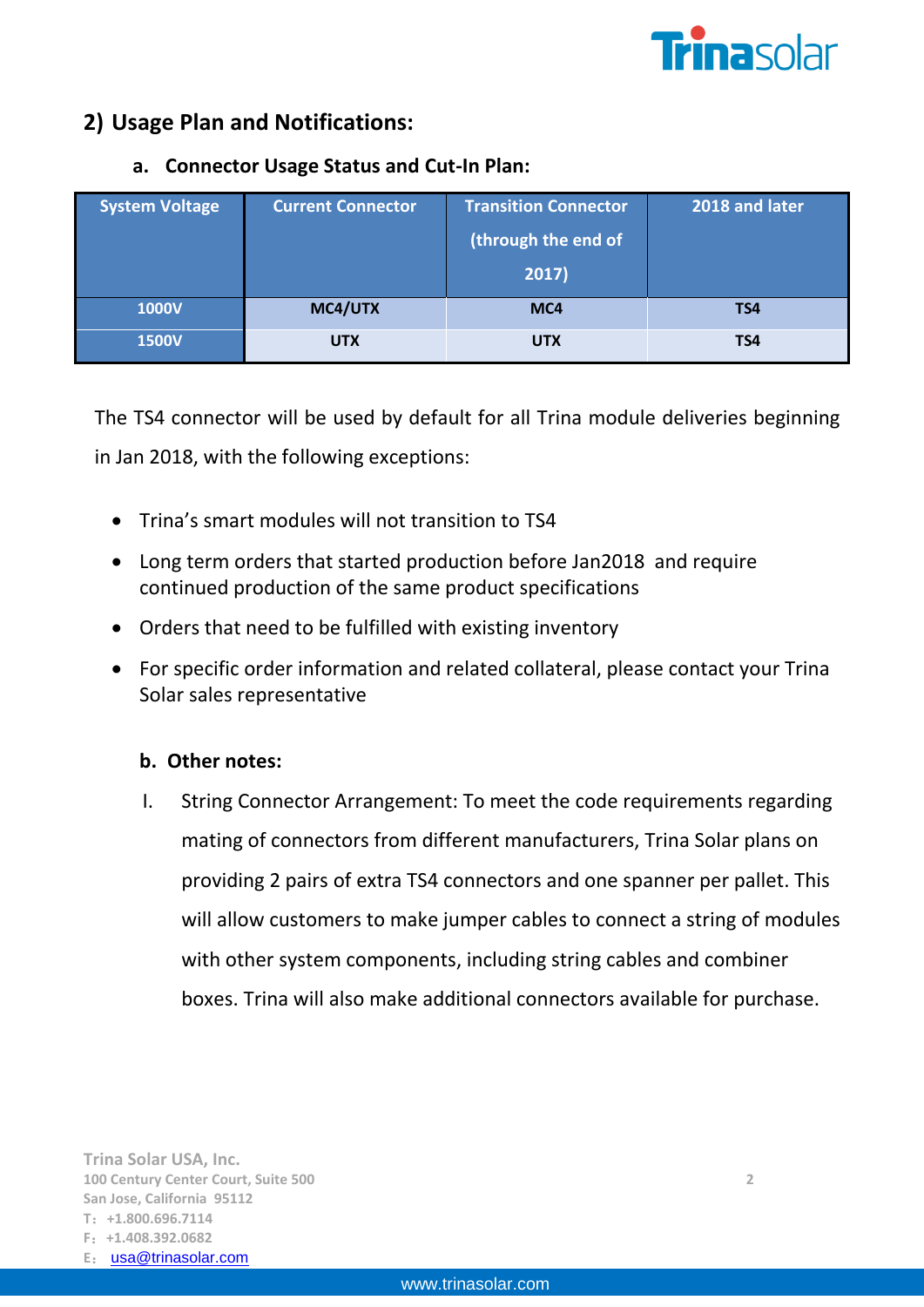## 2) Usage Plan and Notifications:

### a. Connector Usage Status and Cut-In Plan:

| System Voltage | Current Connector | Transition Connector (through the end of 2017) | 2018 and later |
|---|---|---|---|
| 1000V | MC4/UTX | MC4 | TS4 |
| 1500V | UTX | UTX | TS4 |

The TS4 connector will be used by default for all Trina module deliveries beginning in Jan 2018, with the following exceptions:

- Trina's smart modules will not transition to TS4
- Long term orders that started production before Jan2018 and require continued production of the same product specifications
- Orders that need to be fulfilled with existing inventory
- For specific order information and related collateral, please contact your Trina Solar sales representative

### b. Other notes:

I. String Connector Arrangement: To meet the code requirements regarding mating of connectors from different manufacturers, Trina Solar plans on providing 2 pairs of extra TS4 connectors and one spanner per pallet. This will allow customers to make jumper cables to connect a string of modules with other system components, including string cables and combiner boxes. Trina will also make additional connectors available for purchase.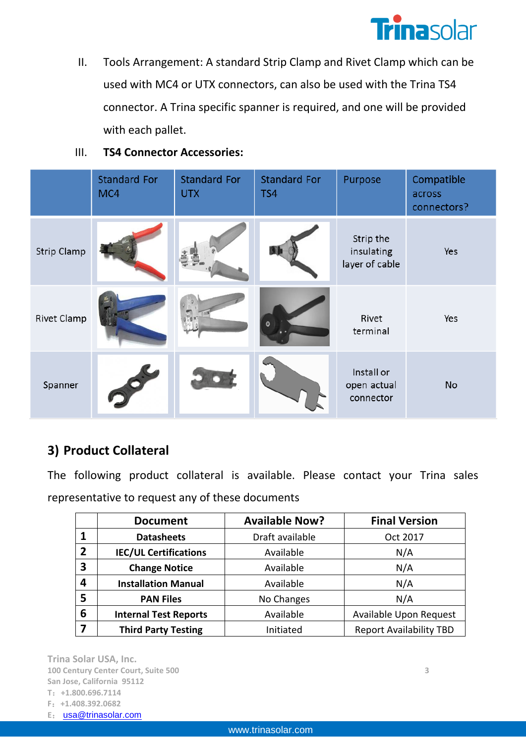II. Tools Arrangement: A standard Strip Clamp and Rivet Clamp which can be used with MC4 or UTX connectors, can also be used with the Trina TS4 connector. A Trina specific spanner is required, and one will be provided with each pallet.

III. **TS4 Connector Accessories:**

| | Standard For MC4 | Standard For UTX | Standard For TS4 | Purpose | Compatible across connectors? |
|---|---|---|---|---|---|
| Strip Clamp | | | | Strip the insulating layer of cable | Yes |
| Rivet Clamp | | | | Rivet terminal | Yes |
| Spanner | | | | Install or open actual connector | No |

## 3) Product Collateral

The following product collateral is available. Please contact your Trina sales representative to request any of these documents

| | Document | Available Now? | Final Version |
|---|---|---|---|
| **1** | **Datasheets** | Draft available | Oct 2017 |
| **2** | **IEC/UL Certifications** | Available | N/A |
| **3** | **Change Notice** | Available | N/A |
| **4** | **Installation Manual** | Available | N/A |
| **5** | **PAN Files** | No Changes | N/A |
| **6** | **Internal Test Reports** | Available | Available Upon Request |
| **7** | **Third Party Testing** | Initiated | Report Availability TBD |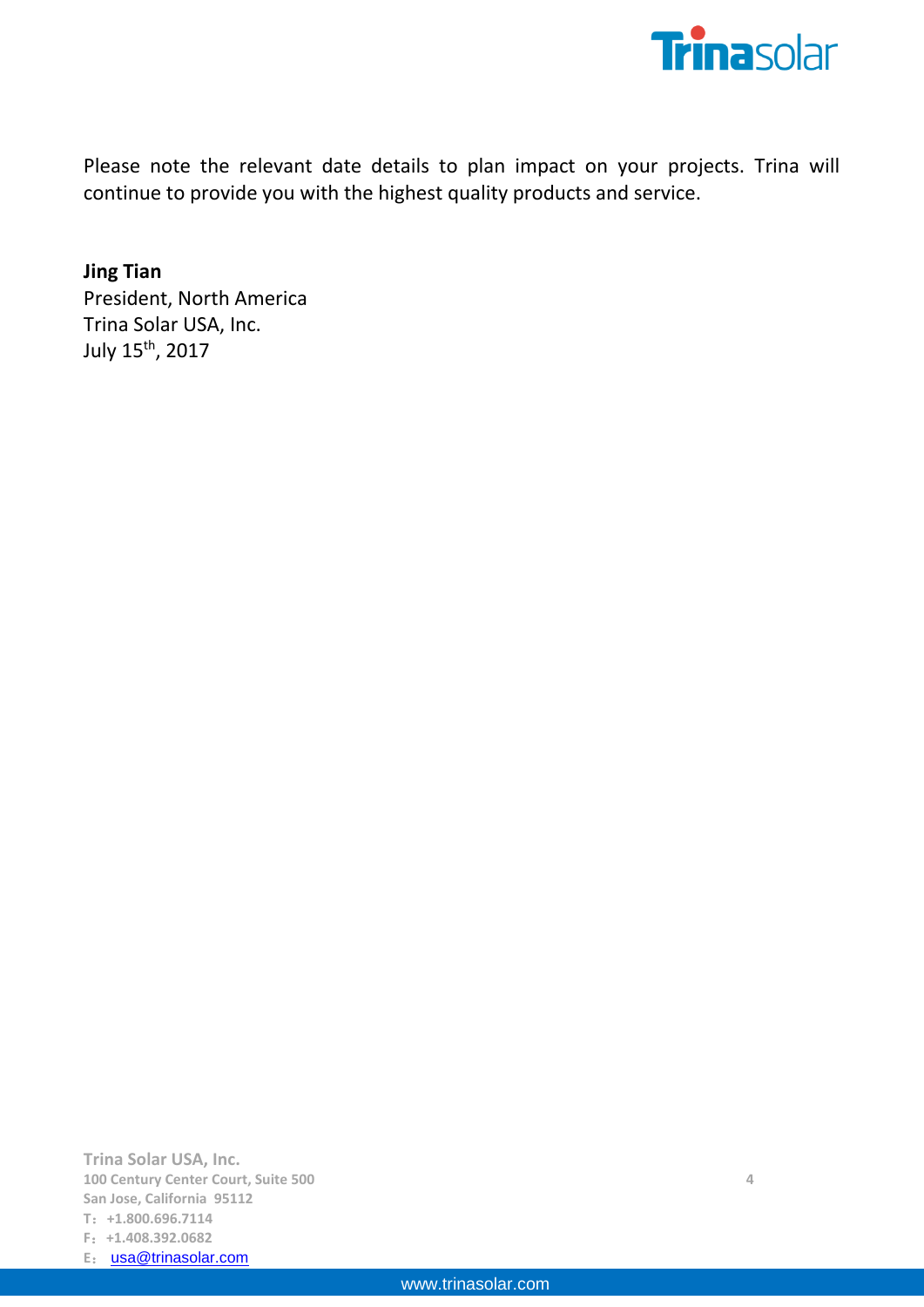Please note the relevant date details to plan impact on your projects. Trina will continue to provide you with the highest quality products and service.

**Jing Tian**
President, North America
Trina Solar USA, Inc.
July 15th, 2017